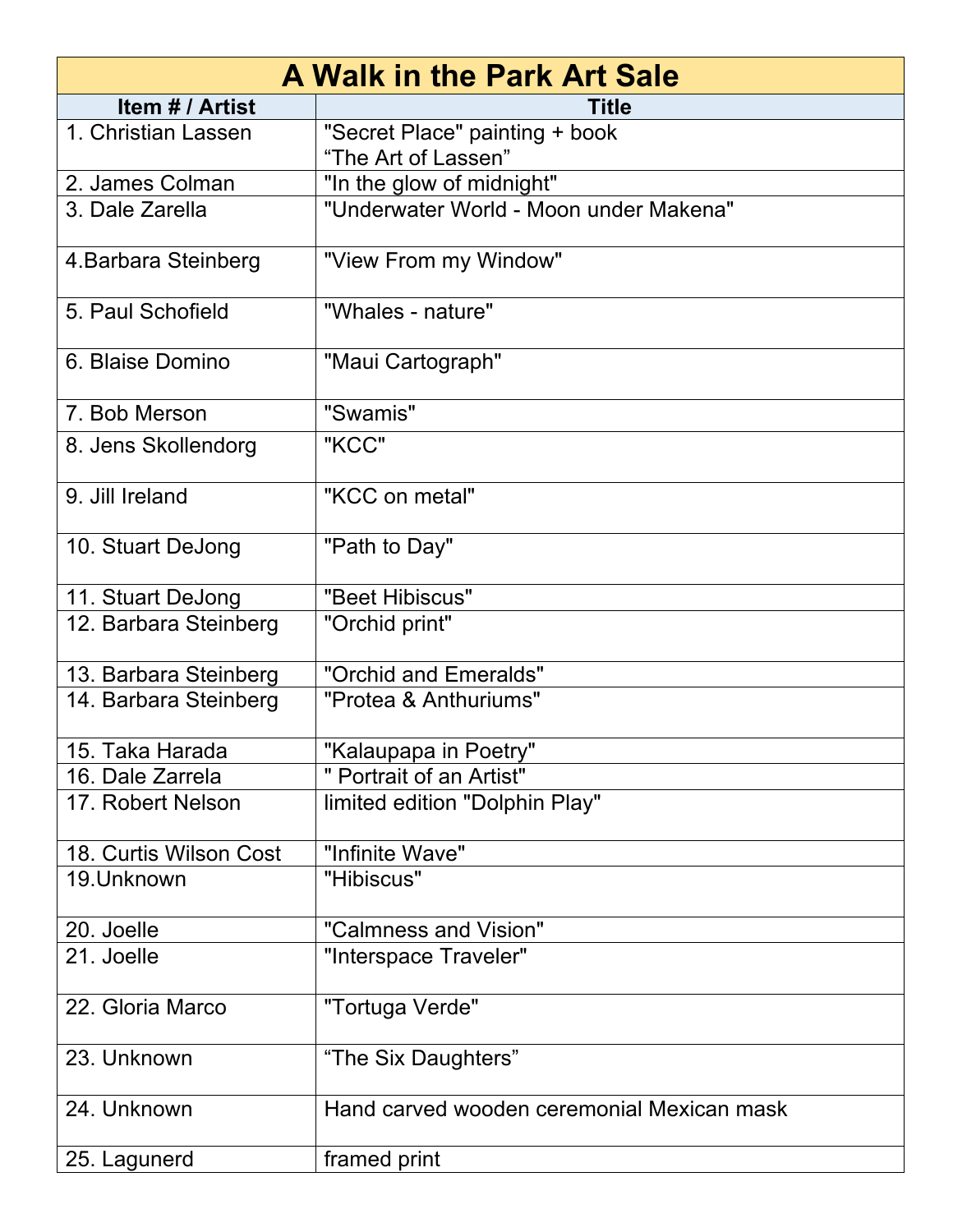| A Walk in the Park Art Sale | |
|---|---|
| **Item # / Artist** | **Title** |
| 1. Christian Lassen | "Secret Place" painting + book “The Art of Lassen” |
| 2. James Colman | "In the glow of midnight" |
| 3. Dale Zarella | "Underwater World - Moon under Makena" |
| 4.Barbara Steinberg | "View From my Window" |
| 5. Paul Schofield | "Whales - nature" |
| 6. Blaise Domino | "Maui Cartograph" |
| 7. Bob Merson | "Swamis" |
| 8. Jens Skollendorg | "KCC" |
| 9. Jill Ireland | "KCC on metal" |
| 10. Stuart DeJong | "Path to Day" |
| 11. Stuart DeJong | "Beet Hibiscus" |
| 12. Barbara Steinberg | "Orchid print" |
| 13. Barbara Steinberg | "Orchid and Emeralds" |
| 14. Barbara Steinberg | "Protea & Anthuriums" |
| 15. Taka Harada | "Kalaupapa in Poetry" |
| 16. Dale Zarrela | " Portrait of an Artist" |
| 17. Robert Nelson | limited edition "Dolphin Play" |
| 18. Curtis Wilson Cost | "Infinite Wave" |
| 19.Unknown | "Hibiscus" |
| 20. Joelle | "Calmness and Vision" |
| 21. Joelle | "Interspace Traveler" |
| 22. Gloria Marco | "Tortuga Verde" |
| 23. Unknown | “The Six Daughters” |
| 24. Unknown | Hand carved wooden ceremonial Mexican mask |
| 25. Lagunerd | framed print |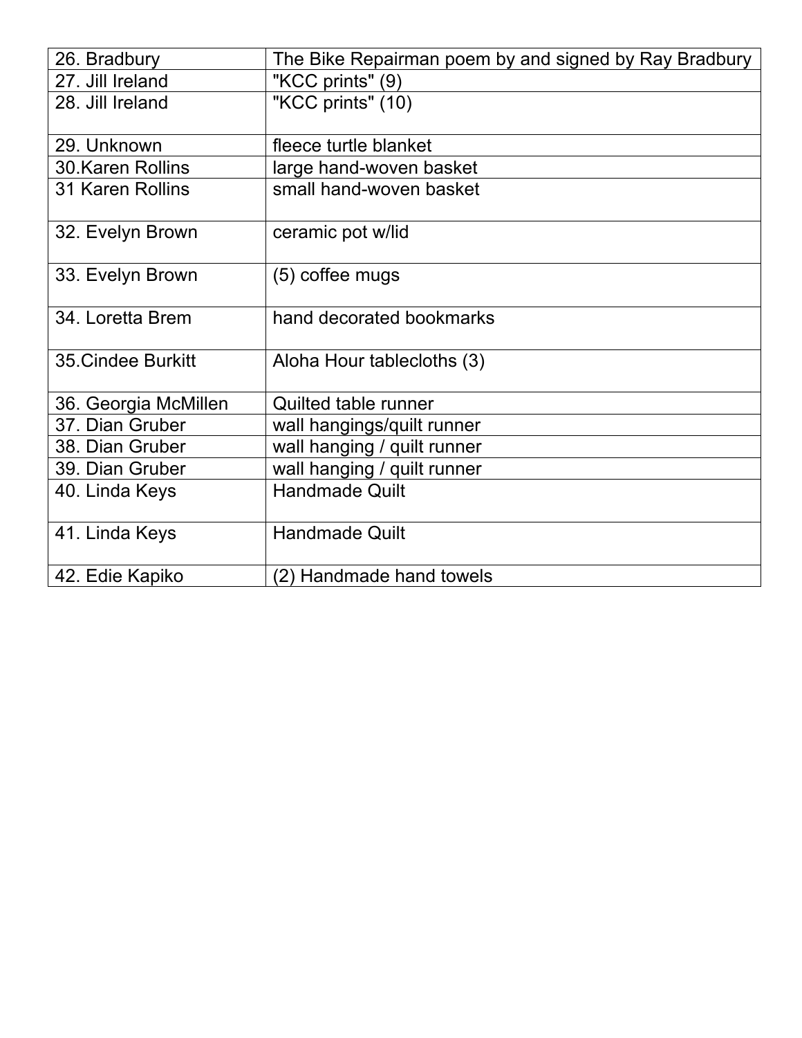| | |
|---|---|
| 26. Bradbury | The Bike Repairman poem by and signed by Ray Bradbury |
| 27. Jill Ireland | "KCC prints" (9) |
| 28. Jill Ireland | "KCC prints" (10) |
| 29. Unknown | fleece turtle blanket |
| 30.Karen Rollins | large hand-woven basket |
| 31 Karen Rollins | small hand-woven basket |
| 32. Evelyn Brown | ceramic pot w/lid |
| 33. Evelyn Brown | (5) coffee mugs |
| 34. Loretta Brem | hand decorated bookmarks |
| 35.Cindee Burkitt | Aloha Hour tablecloths (3) |
| 36. Georgia McMillen | Quilted table runner |
| 37. Dian Gruber | wall hangings/quilt runner |
| 38. Dian Gruber | wall hanging / quilt runner |
| 39. Dian Gruber | wall hanging / quilt runner |
| 40. Linda Keys | Handmade Quilt |
| 41. Linda Keys | Handmade Quilt |
| 42. Edie Kapiko | (2) Handmade hand towels |